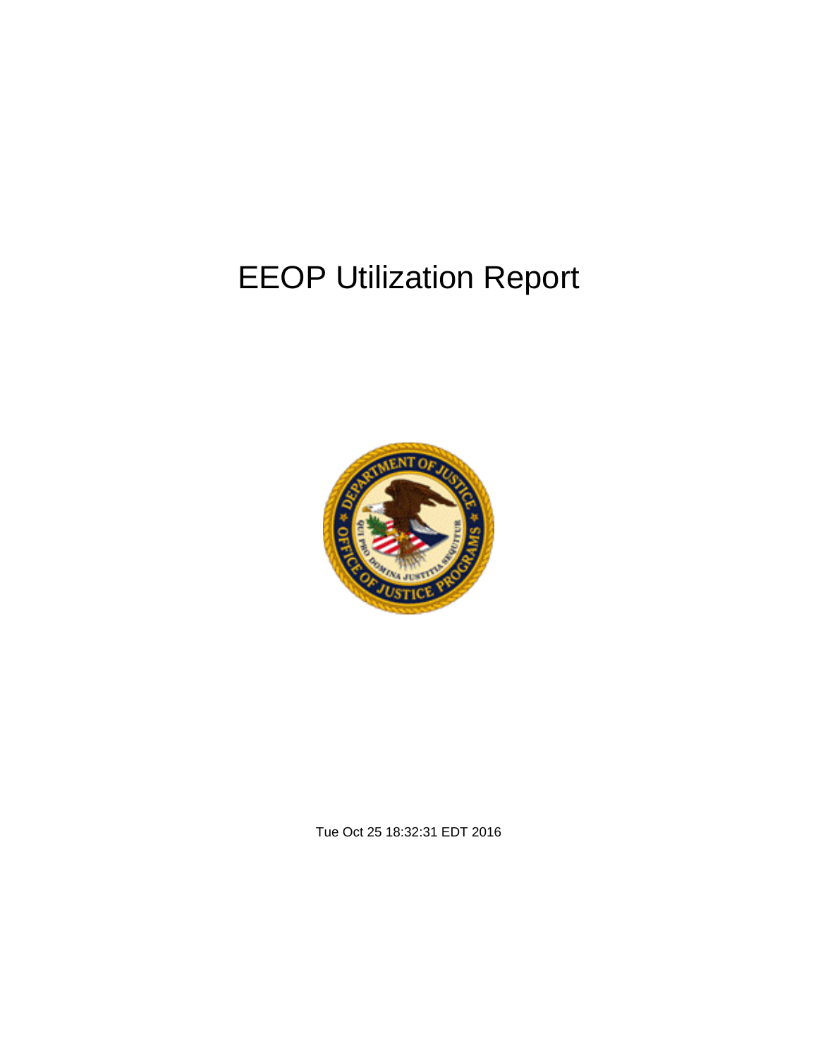# EEOP Utilization Report

Tue Oct 25 18:32:31 EDT 2016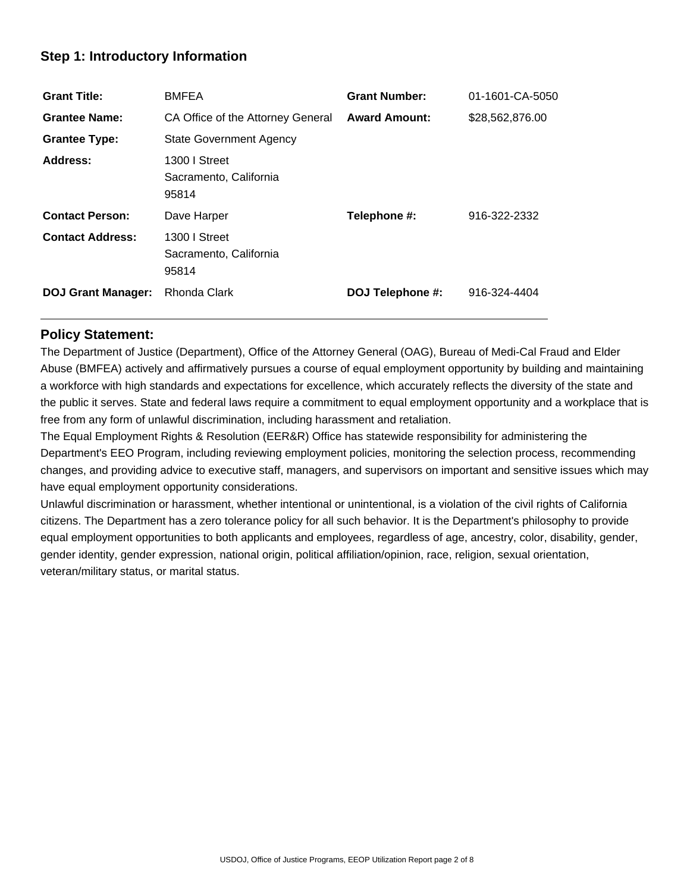## Step 1: Introductory Information

| | | | |
|---|---|---|---|
| **Grant Title:** | BMFEA | **Grant Number:** | 01-1601-CA-5050 |
| **Grantee Name:** | CA Office of the Attorney General | **Award Amount:** | $28,562,876.00 |
| **Grantee Type:** | State Government Agency | | |
| **Address:** | 1300 I Street Sacramento, California 95814 | | |
| **Contact Person:** | Dave Harper | **Telephone #:** | 916-322-2332 |
| **Contact Address:** | 1300 I Street Sacramento, California 95814 | | |
| **DOJ Grant Manager:** | Rhonda Clark | **DOJ Telephone #:** | 916-324-4404 |

## Policy Statement:

The Department of Justice (Department), Office of the Attorney General (OAG), Bureau of Medi-Cal Fraud and Elder Abuse (BMFEA) actively and affirmatively pursues a course of equal employment opportunity by building and maintaining a workforce with high standards and expectations for excellence, which accurately reflects the diversity of the state and the public it serves. State and federal laws require a commitment to equal employment opportunity and a workplace that is free from any form of unlawful discrimination, including harassment and retaliation.

The Equal Employment Rights & Resolution (EER&R) Office has statewide responsibility for administering the Department's EEO Program, including reviewing employment policies, monitoring the selection process, recommending changes, and providing advice to executive staff, managers, and supervisors on important and sensitive issues which may have equal employment opportunity considerations.

Unlawful discrimination or harassment, whether intentional or unintentional, is a violation of the civil rights of California citizens. The Department has a zero tolerance policy for all such behavior. It is the Department's philosophy to provide equal employment opportunities to both applicants and employees, regardless of age, ancestry, color, disability, gender, gender identity, gender expression, national origin, political affiliation/opinion, race, religion, sexual orientation, veteran/military status, or marital status.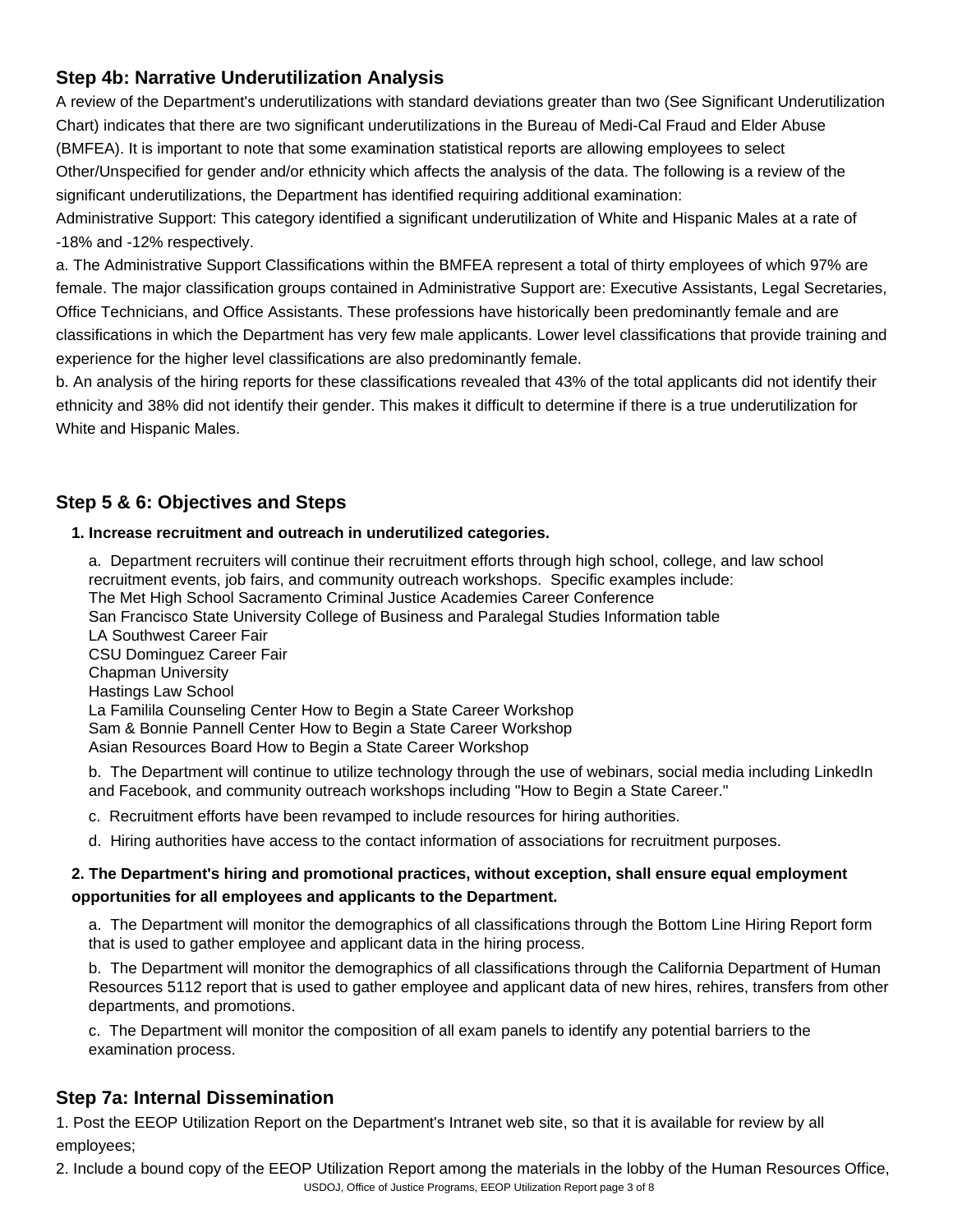## Step 4b: Narrative Underutilization Analysis

A review of the Department's underutilizations with standard deviations greater than two (See Significant Underutilization Chart) indicates that there are two significant underutilizations in the Bureau of Medi-Cal Fraud and Elder Abuse (BMFEA). It is important to note that some examination statistical reports are allowing employees to select Other/Unspecified for gender and/or ethnicity which affects the analysis of the data. The following is a review of the significant underutilizations, the Department has identified requiring additional examination:

Administrative Support: This category identified a significant underutilization of White and Hispanic Males at a rate of -18% and -12% respectively.

a. The Administrative Support Classifications within the BMFEA represent a total of thirty employees of which 97% are female. The major classification groups contained in Administrative Support are: Executive Assistants, Legal Secretaries, Office Technicians, and Office Assistants. These professions have historically been predominantly female and are classifications in which the Department has very few male applicants. Lower level classifications that provide training and experience for the higher level classifications are also predominantly female.

b. An analysis of the hiring reports for these classifications revealed that 43% of the total applicants did not identify their ethnicity and 38% did not identify their gender. This makes it difficult to determine if there is a true underutilization for White and Hispanic Males.

## Step 5 & 6: Objectives and Steps

**1. Increase recruitment and outreach in underutilized categories.**

a. Department recruiters will continue their recruitment efforts through high school, college, and law school recruitment events, job fairs, and community outreach workshops. Specific examples include:
The Met High School Sacramento Criminal Justice Academies Career Conference
San Francisco State University College of Business and Paralegal Studies Information table
LA Southwest Career Fair
CSU Dominguez Career Fair
Chapman University
Hastings Law School
La Famlila Counseling Center How to Begin a State Career Workshop
Sam & Bonnie Pannell Center How to Begin a State Career Workshop
Asian Resources Board How to Begin a State Career Workshop

b. The Department will continue to utilize technology through the use of webinars, social media including LinkedIn and Facebook, and community outreach workshops including "How to Begin a State Career."

c. Recruitment efforts have been revamped to include resources for hiring authorities.

d. Hiring authorities have access to the contact information of associations for recruitment purposes.

**2. The Department's hiring and promotional practices, without exception, shall ensure equal employment opportunities for all employees and applicants to the Department.**

a. The Department will monitor the demographics of all classifications through the Bottom Line Hiring Report form that is used to gather employee and applicant data in the hiring process.

b. The Department will monitor the demographics of all classifications through the California Department of Human Resources 5112 report that is used to gather employee and applicant data of new hires, rehires, transfers from other departments, and promotions.

c. The Department will monitor the composition of all exam panels to identify any potential barriers to the examination process.

## Step 7a: Internal Dissemination

1. Post the EEOP Utilization Report on the Department's Intranet web site, so that it is available for review by all employees;
2. Include a bound copy of the EEOP Utilization Report among the materials in the lobby of the Human Resources Office,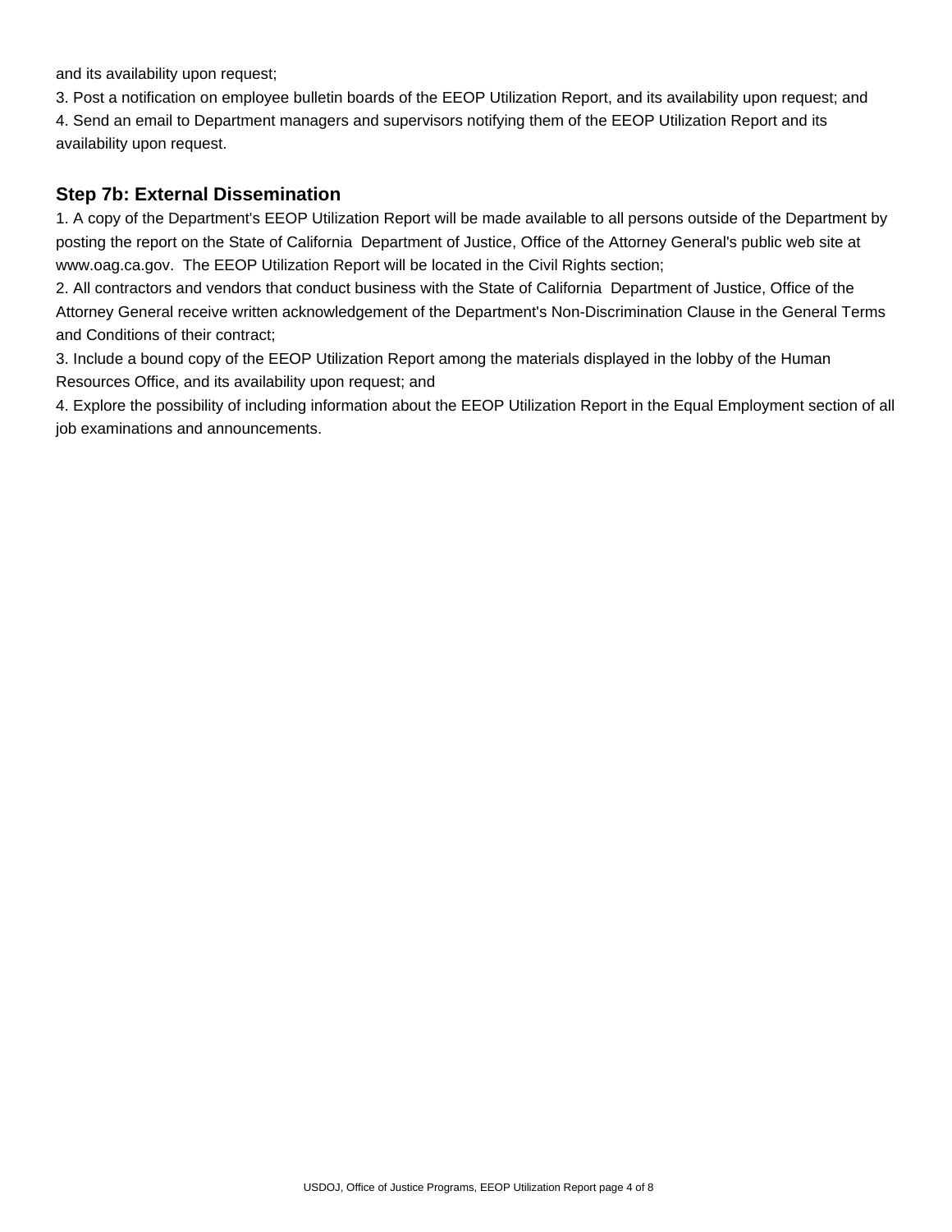and its availability upon request;

3. Post a notification on employee bulletin boards of the EEOP Utilization Report, and its availability upon request; and

4. Send an email to Department managers and supervisors notifying them of the EEOP Utilization Report and its availability upon request.

### Step 7b: External Dissemination

1. A copy of the Department's EEOP Utilization Report will be made available to all persons outside of the Department by posting the report on the State of California  Department of Justice, Office of the Attorney General's public web site at www.oag.ca.gov.  The EEOP Utilization Report will be located in the Civil Rights section;

2. All contractors and vendors that conduct business with the State of California  Department of Justice, Office of the Attorney General receive written acknowledgement of the Department's Non-Discrimination Clause in the General Terms and Conditions of their contract;

3. Include a bound copy of the EEOP Utilization Report among the materials displayed in the lobby of the Human Resources Office, and its availability upon request; and

4. Explore the possibility of including information about the EEOP Utilization Report in the Equal Employment section of all job examinations and announcements.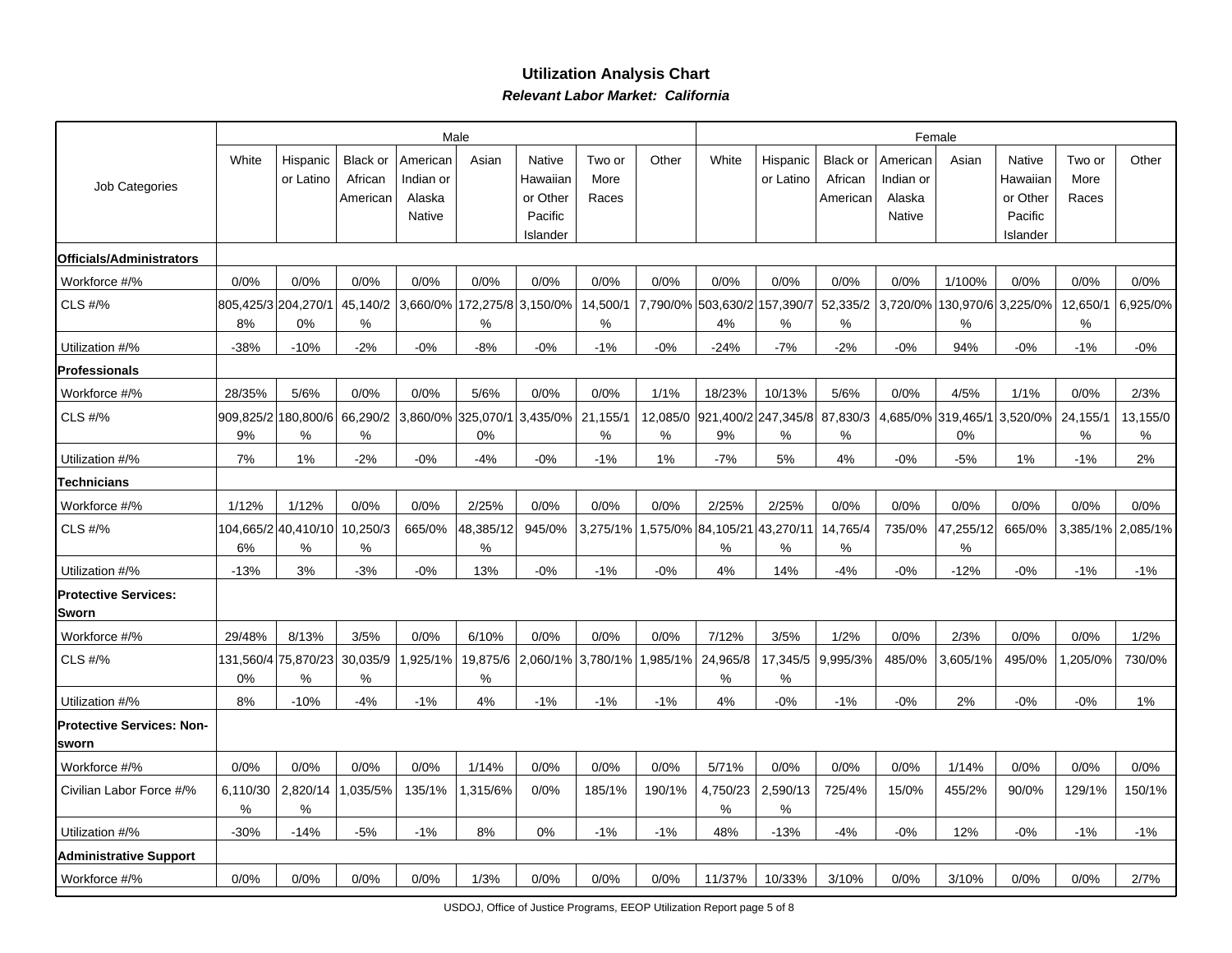## Utilization Analysis Chart

***Relevant Labor Market: California***

| Job Categories | Male | | | | | | | | Female | | | | | | | |
|---|---|---|---|---|---|---|---|---|---|---|---|---|---|---|---|---|
| | White | Hispanic or Latino | Black or African American | American Indian or Alaska Native | Asian | Native Hawaiian or Other Pacific Islander | Two or More Races | Other | White | Hispanic or Latino | Black or African American | American Indian or Alaska Native | Asian | Native Hawaiian or Other Pacific Islander | Two or More Races | Other |
| **Officials/Administrators** | | | | | | | | | | | | | | | | |
| Workforce #/% | 0/0% | 0/0% | 0/0% | 0/0% | 0/0% | 0/0% | 0/0% | 0/0% | 0/0% | 0/0% | 0/0% | 0/0% | 1/100% | 0/0% | 0/0% | 0/0% |
| CLS #/% | 805,425/38% | 204,270/10% | 45,140/2% | 3,660/0% | 172,275/8% | 3,150/0% | 14,500/1% | 7,790/0% | 503,630/24% | 157,390/7% | 52,335/2% | 3,720/0% | 130,970/6% | 3,225/0% | 12,650/1% | 6,925/0% |
| Utilization #/% | -38% | -10% | -2% | -0% | -8% | -0% | -1% | -0% | -24% | -7% | -2% | -0% | 94% | -0% | -1% | -0% |
| **Professionals** | | | | | | | | | | | | | | | | |
| Workforce #/% | 28/35% | 5/6% | 0/0% | 0/0% | 5/6% | 0/0% | 0/0% | 1/1% | 18/23% | 10/13% | 5/6% | 0/0% | 4/5% | 1/1% | 0/0% | 2/3% |
| CLS #/% | 909,825/29% | 180,800/6% | 66,290/2% | 3,860/0% | 325,070/10% | 3,435/0% | 21,155/1% | 12,085/0% | 921,400/29% | 247,345/8% | 87,830/3% | 4,685/0% | 319,465/10% | 3,520/0% | 24,155/1% | 13,155/0% |
| Utilization #/% | 7% | 1% | -2% | -0% | -4% | -0% | -1% | 1% | -7% | 5% | 4% | -0% | -5% | 1% | -1% | 2% |
| **Technicians** | | | | | | | | | | | | | | | | |
| Workforce #/% | 1/12% | 1/12% | 0/0% | 0/0% | 2/25% | 0/0% | 0/0% | 0/0% | 2/25% | 2/25% | 0/0% | 0/0% | 0/0% | 0/0% | 0/0% | 0/0% |
| CLS #/% | 104,665/26% | 40,410/10% | 10,250/3% | 665/0% | 48,385/12% | 945/0% | 3,275/1% | 1,575/0% | 84,105/21% | 43,270/11% | 14,765/4% | 735/0% | 47,255/12% | 665/0% | 3,385/1% | 2,085/1% |
| Utilization #/% | -13% | 3% | -3% | -0% | 13% | -0% | -1% | -0% | 4% | 14% | -4% | -0% | -12% | -0% | -1% | -1% |
| **Protective Services: Sworn** | | | | | | | | | | | | | | | | |
| Workforce #/% | 29/48% | 8/13% | 3/5% | 0/0% | 6/10% | 0/0% | 0/0% | 0/0% | 7/12% | 3/5% | 1/2% | 0/0% | 2/3% | 0/0% | 0/0% | 1/2% |
| CLS #/% | 131,560/40% | 75,870/23% | 30,035/9% | 1,925/1% | 19,875/6% | 2,060/1% | 3,780/1% | 1,985/1% | 24,965/8% | 17,345/5% | 9,995/3% | 485/0% | 3,605/1% | 495/0% | 1,205/0% | 730/0% |
| Utilization #/% | 8% | -10% | -4% | -1% | 4% | -1% | -1% | -1% | 4% | -0% | -1% | -0% | 2% | -0% | -0% | 1% |
| **Protective Services: Non-sworn** | | | | | | | | | | | | | | | | |
| Workforce #/% | 0/0% | 0/0% | 0/0% | 0/0% | 1/14% | 0/0% | 0/0% | 0/0% | 5/71% | 0/0% | 0/0% | 0/0% | 1/14% | 0/0% | 0/0% | 0/0% |
| Civilian Labor Force #/% | 6,110/30% | 2,820/14% | 1,035/5% | 135/1% | 1,315/6% | 0/0% | 185/1% | 190/1% | 4,750/23% | 2,590/13% | 725/4% | 15/0% | 455/2% | 90/0% | 129/1% | 150/1% |
| Utilization #/% | -30% | -14% | -5% | -1% | 8% | 0% | -1% | -1% | 48% | -13% | -4% | -0% | 12% | -0% | -1% | -1% |
| **Administrative Support** | | | | | | | | | | | | | | | | |
| Workforce #/% | 0/0% | 0/0% | 0/0% | 0/0% | 1/3% | 0/0% | 0/0% | 0/0% | 11/37% | 10/33% | 3/10% | 0/0% | 3/10% | 0/0% | 0/0% | 2/7% |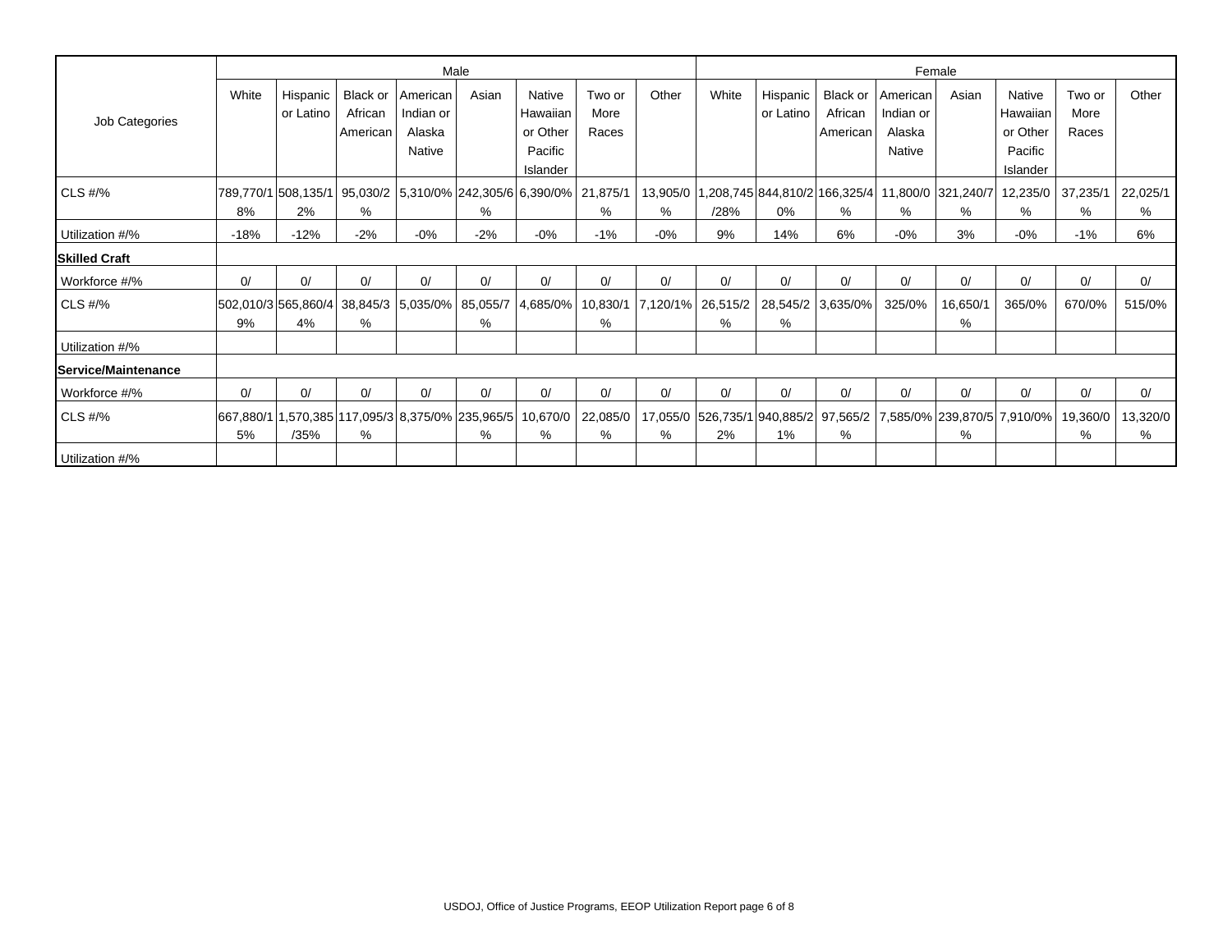| Job Categories | Male | | | | | | | | Female | | | | | | | |
|---|---|---|---|---|---|---|---|---|---|---|---|---|---|---|---|---|
| | White | Hispanic or Latino | Black or African American | American Indian or Alaska Native | Asian | Native Hawaiian or Other Pacific Islander | Two or More Races | Other | White | Hispanic or Latino | Black or African American | American Indian or Alaska Native | Asian | Native Hawaiian or Other Pacific Islander | Two or More Races | Other |
| CLS #/% | 789,770/18% | 508,135/12% | 95,030/2% | 5,310/0% | 242,305/6% | 6,390/0% | 21,875/1% | 13,905/0% | 1,208,745/28% | 844,810/20% | 166,325/4% | 11,800/0% | 321,240/7% | 12,235/0% | 37,235/1% | 22,025/1% |
| Utilization #/% | -18% | -12% | -2% | -0% | -2% | -0% | -1% | -0% | 9% | 14% | 6% | -0% | 3% | -0% | -1% | 6% |
| **Skilled Craft** | | | | | | | | | | | | | | | | |
| Workforce #/% | 0/ | 0/ | 0/ | 0/ | 0/ | 0/ | 0/ | 0/ | 0/ | 0/ | 0/ | 0/ | 0/ | 0/ | 0/ | 0/ |
| CLS #/% | 502,010/39% | 565,860/44% | 38,845/3% | 5,035/0% | 85,055/7% | 4,685/0% | 10,830/1% | 7,120/1% | 26,515/2% | 28,545/2% | 3,635/0% | 325/0% | 16,650/1% | 365/0% | 670/0% | 515/0% |
| Utilization #/% | | | | | | | | | | | | | | | | |
| **Service/Maintenance** | | | | | | | | | | | | | | | | |
| Workforce #/% | 0/ | 0/ | 0/ | 0/ | 0/ | 0/ | 0/ | 0/ | 0/ | 0/ | 0/ | 0/ | 0/ | 0/ | 0/ | 0/ |
| CLS #/% | 667,880/15% | 1,570,385/35% | 117,095/3% | 8,375/0% | 235,965/5% | 10,670/0% | 22,085/0% | 17,055/0% | 526,735/12% | 940,885/21% | 97,565/2% | 7,585/0% | 239,870/5% | 7,910/0% | 19,360/0% | 13,320/0% |
| Utilization #/% | | | | | | | | | | | | | | | | |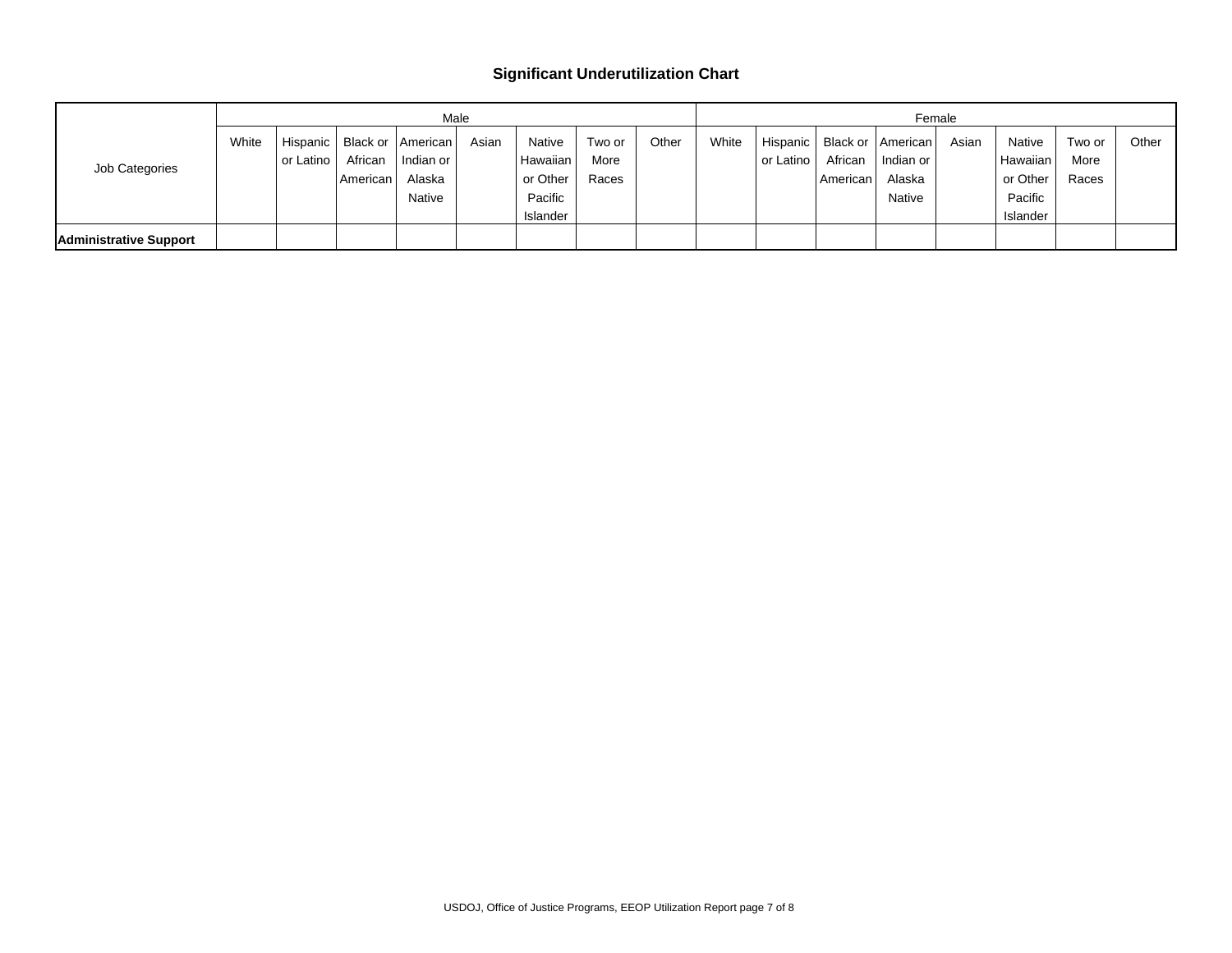## Significant Underutilization Chart

| Job Categories | Male | | | | | | | | Female | | | | | | | |
|---|---|---|---|---|---|---|---|---|---|---|---|---|---|---|---|---|
| | White | Hispanic or Latino | Black or African American | American Indian or Alaska Native | Asian | Native Hawaiian or Other Pacific Islander | Two or More Races | Other | White | Hispanic or Latino | Black or African American | American Indian or Alaska Native | Asian | Native Hawaiian or Other Pacific Islander | Two or More Races | Other |
| **Administrative Support** | | | | | | | | | | | | | | | | |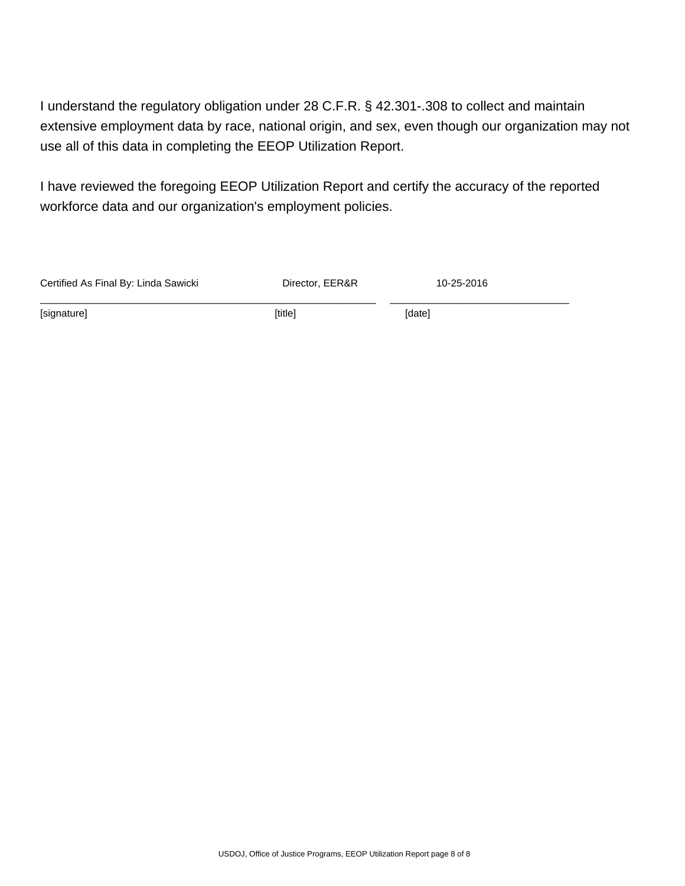I understand the regulatory obligation under 28 C.F.R. § 42.301-.308 to collect and maintain extensive employment data by race, national origin, and sex, even though our organization may not use all of this data in completing the EEOP Utilization Report.

I have reviewed the foregoing EEOP Utilization Report and certify the accuracy of the reported workforce data and our organization's employment policies.

Certified As Final By: Linda Sawicki          Director, EER&R          10-25-2016

___________________________________________________________          _______________________________

[signature]          [title]          [date]